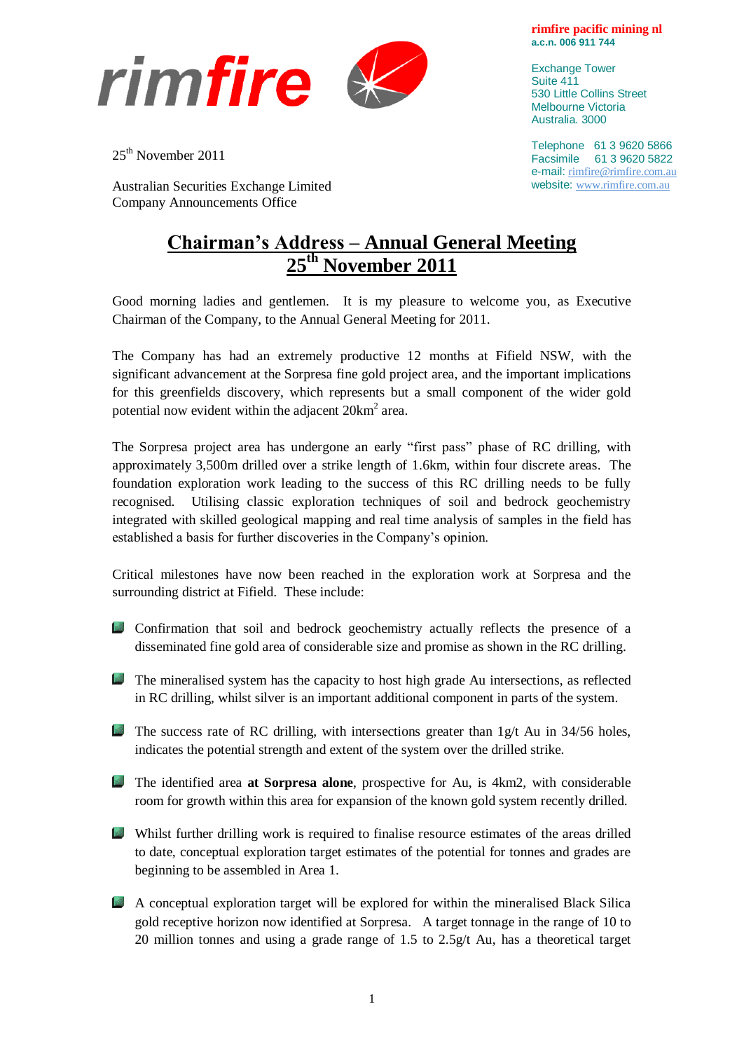rimfire

**rimfire pacific mining nl**
**a.c.n. 006 911 744**

Exchange Tower
Suite 411
530 Little Collins Street
Melbourne Victoria
Australia. 3000

Telephone 61 3 9620 5866
Facsimile 61 3 9620 5822
e-mail: rimfire@rimfire.com.au
website: www.rimfire.com.au

25th November 2011

Australian Securities Exchange Limited
Company Announcements Office

# Chairman's Address – Annual General Meeting 25th November 2011

Good morning ladies and gentlemen. It is my pleasure to welcome you, as Executive Chairman of the Company, to the Annual General Meeting for 2011.

The Company has had an extremely productive 12 months at Fifield NSW, with the significant advancement at the Sorpresa fine gold project area, and the important implications for this greenfields discovery, which represents but a small component of the wider gold potential now evident within the adjacent 20km$^2$ area.

The Sorpresa project area has undergone an early "first pass" phase of RC drilling, with approximately 3,500m drilled over a strike length of 1.6km, within four discrete areas. The foundation exploration work leading to the success of this RC drilling needs to be fully recognised. Utilising classic exploration techniques of soil and bedrock geochemistry integrated with skilled geological mapping and real time analysis of samples in the field has established a basis for further discoveries in the Company's opinion.

Critical milestones have now been reached in the exploration work at Sorpresa and the surrounding district at Fifield. These include:

- Confirmation that soil and bedrock geochemistry actually reflects the presence of a disseminated fine gold area of considerable size and promise as shown in the RC drilling.
- The mineralised system has the capacity to host high grade Au intersections, as reflected in RC drilling, whilst silver is an important additional component in parts of the system.
- The success rate of RC drilling, with intersections greater than 1g/t Au in 34/56 holes, indicates the potential strength and extent of the system over the drilled strike.
- The identified area **at Sorpresa alone**, prospective for Au, is 4km2, with considerable room for growth within this area for expansion of the known gold system recently drilled.
- Whilst further drilling work is required to finalise resource estimates of the areas drilled to date, conceptual exploration target estimates of the potential for tonnes and grades are beginning to be assembled in Area 1.
- A conceptual exploration target will be explored for within the mineralised Black Silica gold receptive horizon now identified at Sorpresa. A target tonnage in the range of 10 to 20 million tonnes and using a grade range of 1.5 to 2.5g/t Au, has a theoretical target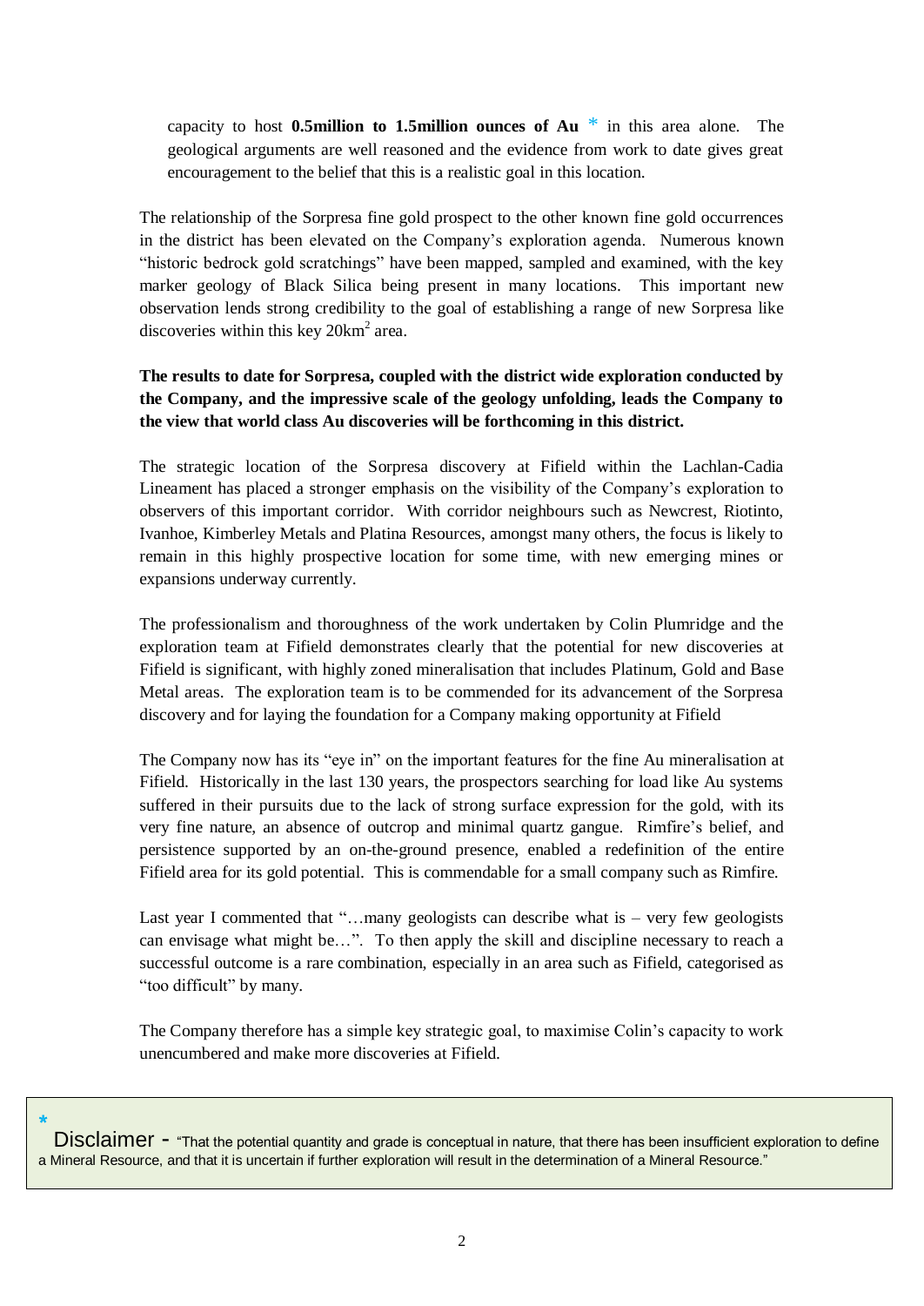capacity to host **0.5million to 1.5million ounces of Au** * in this area alone. The geological arguments are well reasoned and the evidence from work to date gives great encouragement to the belief that this is a realistic goal in this location.

The relationship of the Sorpresa fine gold prospect to the other known fine gold occurrences in the district has been elevated on the Company's exploration agenda. Numerous known "historic bedrock gold scratchings" have been mapped, sampled and examined, with the key marker geology of Black Silica being present in many locations. This important new observation lends strong credibility to the goal of establishing a range of new Sorpresa like discoveries within this key 20km$^2$ area.

**The results to date for Sorpresa, coupled with the district wide exploration conducted by the Company, and the impressive scale of the geology unfolding, leads the Company to the view that world class Au discoveries will be forthcoming in this district.**

The strategic location of the Sorpresa discovery at Fifield within the Lachlan-Cadia Lineament has placed a stronger emphasis on the visibility of the Company's exploration to observers of this important corridor. With corridor neighbours such as Newcrest, Riotinto, Ivanhoe, Kimberley Metals and Platina Resources, amongst many others, the focus is likely to remain in this highly prospective location for some time, with new emerging mines or expansions underway currently.

The professionalism and thoroughness of the work undertaken by Colin Plumridge and the exploration team at Fifield demonstrates clearly that the potential for new discoveries at Fifield is significant, with highly zoned mineralisation that includes Platinum, Gold and Base Metal areas. The exploration team is to be commended for its advancement of the Sorpresa discovery and for laying the foundation for a Company making opportunity at Fifield

The Company now has its "eye in" on the important features for the fine Au mineralisation at Fifield. Historically in the last 130 years, the prospectors searching for load like Au systems suffered in their pursuits due to the lack of strong surface expression for the gold, with its very fine nature, an absence of outcrop and minimal quartz gangue. Rimfire's belief, and persistence supported by an on-the-ground presence, enabled a redefinition of the entire Fifield area for its gold potential. This is commendable for a small company such as Rimfire.

Last year I commented that "…many geologists can describe what is – very few geologists can envisage what might be…". To then apply the skill and discipline necessary to reach a successful outcome is a rare combination, especially in an area such as Fifield, categorised as "too difficult" by many.

The Company therefore has a simple key strategic goal, to maximise Colin's capacity to work unencumbered and make more discoveries at Fifield.

*

Disclaimer - "That the potential quantity and grade is conceptual in nature, that there has been insufficient exploration to define a Mineral Resource, and that it is uncertain if further exploration will result in the determination of a Mineral Resource."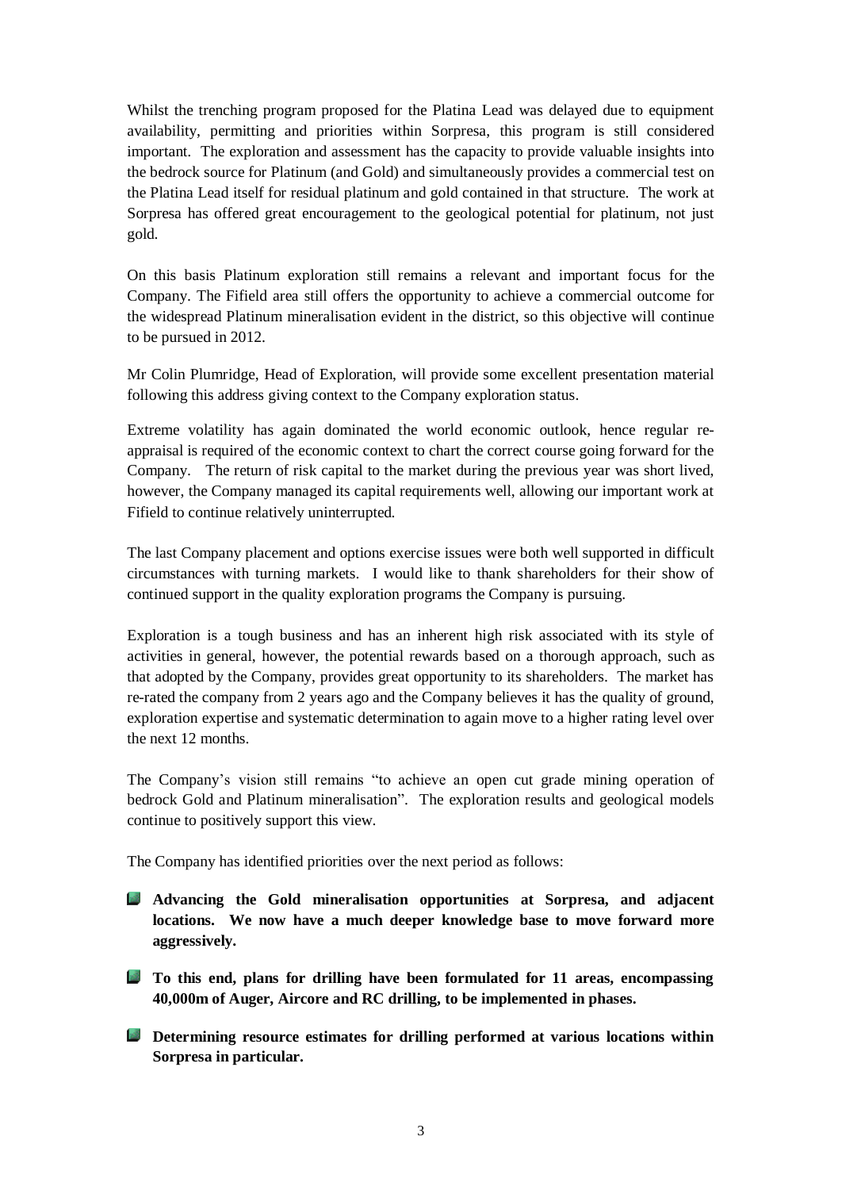Whilst the trenching program proposed for the Platina Lead was delayed due to equipment availability, permitting and priorities within Sorpresa, this program is still considered important. The exploration and assessment has the capacity to provide valuable insights into the bedrock source for Platinum (and Gold) and simultaneously provides a commercial test on the Platina Lead itself for residual platinum and gold contained in that structure. The work at Sorpresa has offered great encouragement to the geological potential for platinum, not just gold.

On this basis Platinum exploration still remains a relevant and important focus for the Company. The Fifield area still offers the opportunity to achieve a commercial outcome for the widespread Platinum mineralisation evident in the district, so this objective will continue to be pursued in 2012.

Mr Colin Plumridge, Head of Exploration, will provide some excellent presentation material following this address giving context to the Company exploration status.

Extreme volatility has again dominated the world economic outlook, hence regular re-appraisal is required of the economic context to chart the correct course going forward for the Company. The return of risk capital to the market during the previous year was short lived, however, the Company managed its capital requirements well, allowing our important work at Fifield to continue relatively uninterrupted.

The last Company placement and options exercise issues were both well supported in difficult circumstances with turning markets. I would like to thank shareholders for their show of continued support in the quality exploration programs the Company is pursuing.

Exploration is a tough business and has an inherent high risk associated with its style of activities in general, however, the potential rewards based on a thorough approach, such as that adopted by the Company, provides great opportunity to its shareholders. The market has re-rated the company from 2 years ago and the Company believes it has the quality of ground, exploration expertise and systematic determination to again move to a higher rating level over the next 12 months.

The Company's vision still remains "to achieve an open cut grade mining operation of bedrock Gold and Platinum mineralisation". The exploration results and geological models continue to positively support this view.

The Company has identified priorities over the next period as follows:

- **Advancing the Gold mineralisation opportunities at Sorpresa, and adjacent locations. We now have a much deeper knowledge base to move forward more aggressively.**
- **To this end, plans for drilling have been formulated for 11 areas, encompassing 40,000m of Auger, Aircore and RC drilling, to be implemented in phases.**
- **Determining resource estimates for drilling performed at various locations within Sorpresa in particular.**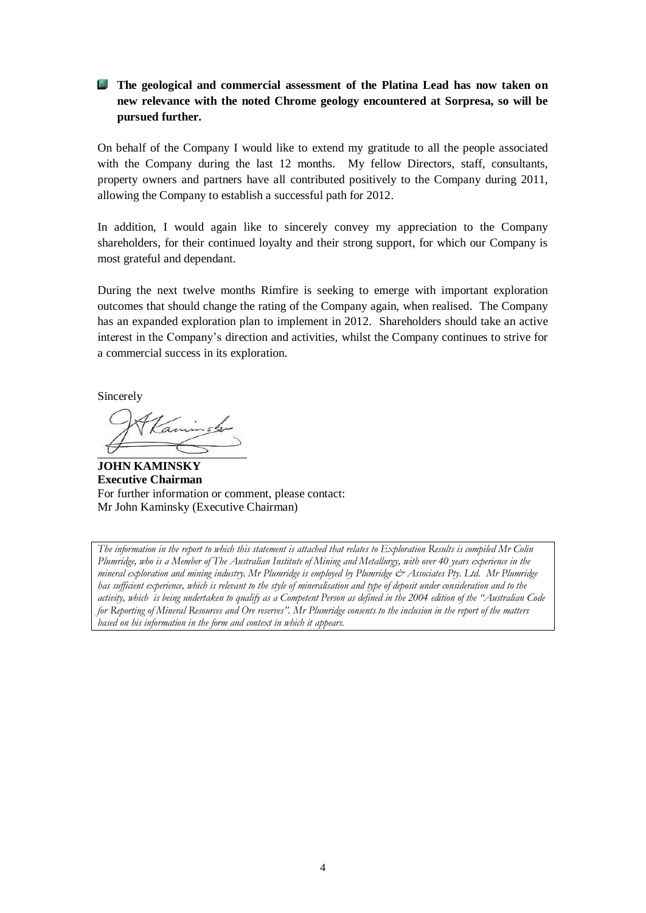- **The geological and commercial assessment of the Platina Lead has now taken on new relevance with the noted Chrome geology encountered at Sorpresa, so will be pursued further.**

On behalf of the Company I would like to extend my gratitude to all the people associated with the Company during the last 12 months. My fellow Directors, staff, consultants, property owners and partners have all contributed positively to the Company during 2011, allowing the Company to establish a successful path for 2012.

In addition, I would again like to sincerely convey my appreciation to the Company shareholders, for their continued loyalty and their strong support, for which our Company is most grateful and dependant.

During the next twelve months Rimfire is seeking to emerge with important exploration outcomes that should change the rating of the Company again, when realised. The Company has an expanded exploration plan to implement in 2012. Shareholders should take an active interest in the Company's direction and activities, whilst the Company continues to strive for a commercial success in its exploration.

Sincerely

**JOHN KAMINSKY**
**Executive Chairman**
For further information or comment, please contact:
Mr John Kaminsky (Executive Chairman)

*The information in the report to which this statement is attached that relates to Exploration Results is compiled Mr Colin Plumridge, who is a Member of The Australian Institute of Mining and Metallurgy, with over 40 years experience in the mineral exploration and mining industry. Mr Plumridge is employed by Plumridge & Associates Pty. Ltd. Mr Plumridge has sufficient experience, which is relevant to the style of mineralisation and type of deposit under consideration and to the activity, which is being undertaken to qualify as a Competent Person as defined in the 2004 edition of the "Australian Code for Reporting of Mineral Resources and Ore reserves". Mr Plumridge consents to the inclusion in the report of the matters based on his information in the form and context in which it appears.*